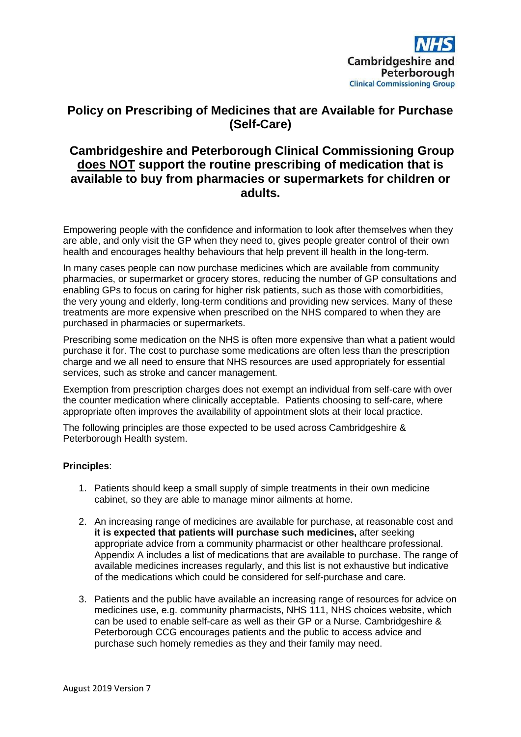NHS
Cambridgeshire and Peterborough
Clinical Commissioning Group

# Policy on Prescribing of Medicines that are Available for Purchase (Self-Care)

## Cambridgeshire and Peterborough Clinical Commissioning Group <u>does NOT</u> support the routine prescribing of medication that is available to buy from pharmacies or supermarkets for children or adults.

Empowering people with the confidence and information to look after themselves when they are able, and only visit the GP when they need to, gives people greater control of their own health and encourages healthy behaviours that help prevent ill health in the long-term.

In many cases people can now purchase medicines which are available from community pharmacies, or supermarket or grocery stores, reducing the number of GP consultations and enabling GPs to focus on caring for higher risk patients, such as those with comorbidities, the very young and elderly, long-term conditions and providing new services. Many of these treatments are more expensive when prescribed on the NHS compared to when they are purchased in pharmacies or supermarkets.

Prescribing some medication on the NHS is often more expensive than what a patient would purchase it for. The cost to purchase some medications are often less than the prescription charge and we all need to ensure that NHS resources are used appropriately for essential services, such as stroke and cancer management.

Exemption from prescription charges does not exempt an individual from self-care with over the counter medication where clinically acceptable. Patients choosing to self-care, where appropriate often improves the availability of appointment slots at their local practice.

The following principles are those expected to be used across Cambridgeshire & Peterborough Health system.

**Principles**:

1. Patients should keep a small supply of simple treatments in their own medicine cabinet, so they are able to manage minor ailments at home.

2. An increasing range of medicines are available for purchase, at reasonable cost and **it is expected that patients will purchase such medicines,** after seeking appropriate advice from a community pharmacist or other healthcare professional. Appendix A includes a list of medications that are available to purchase. The range of available medicines increases regularly, and this list is not exhaustive but indicative of the medications which could be considered for self-purchase and care.

3. Patients and the public have available an increasing range of resources for advice on medicines use, e.g. community pharmacists, NHS 111, NHS choices website, which can be used to enable self-care as well as their GP or a Nurse. Cambridgeshire & Peterborough CCG encourages patients and the public to access advice and purchase such homely remedies as they and their family may need.

August 2019 Version 7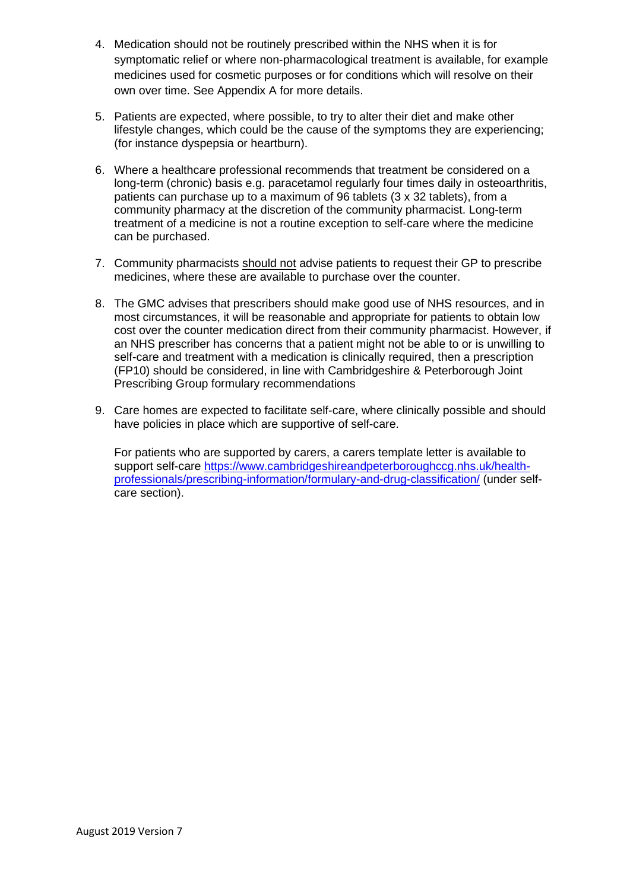4. Medication should not be routinely prescribed within the NHS when it is for symptomatic relief or where non-pharmacological treatment is available, for example medicines used for cosmetic purposes or for conditions which will resolve on their own over time. See Appendix A for more details.

5. Patients are expected, where possible, to try to alter their diet and make other lifestyle changes, which could be the cause of the symptoms they are experiencing; (for instance dyspepsia or heartburn).

6. Where a healthcare professional recommends that treatment be considered on a long-term (chronic) basis e.g. paracetamol regularly four times daily in osteoarthritis, patients can purchase up to a maximum of 96 tablets (3 x 32 tablets), from a community pharmacy at the discretion of the community pharmacist. Long-term treatment of a medicine is not a routine exception to self-care where the medicine can be purchased.

7. Community pharmacists <u>should not</u> advise patients to request their GP to prescribe medicines, where these are available to purchase over the counter.

8. The GMC advises that prescribers should make good use of NHS resources, and in most circumstances, it will be reasonable and appropriate for patients to obtain low cost over the counter medication direct from their community pharmacist. However, if an NHS prescriber has concerns that a patient might not be able to or is unwilling to self-care and treatment with a medication is clinically required, then a prescription (FP10) should be considered, in line with Cambridgeshire & Peterborough Joint Prescribing Group formulary recommendations

9. Care homes are expected to facilitate self-care, where clinically possible and should have policies in place which are supportive of self-care.

   For patients who are supported by carers, a carers template letter is available to support self-care [https://www.cambridgeshireandpeterboroughccg.nhs.uk/health-professionals/prescribing-information/formulary-and-drug-classification/](https://www.cambridgeshireandpeterboroughccg.nhs.uk/health-professionals/prescribing-information/formulary-and-drug-classification/) (under self-care section).

August 2019 Version 7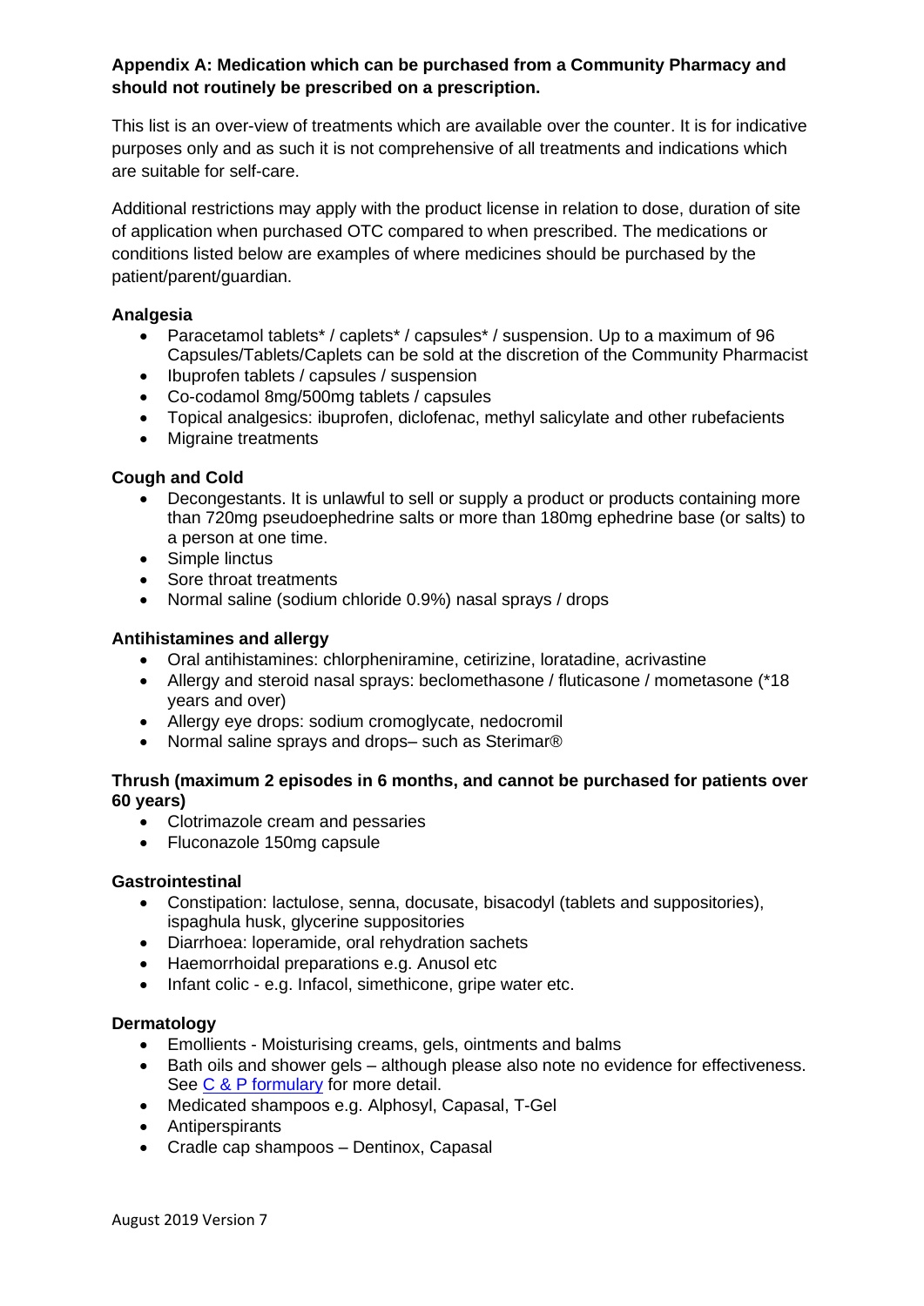**Appendix A: Medication which can be purchased from a Community Pharmacy and should not routinely be prescribed on a prescription.**

This list is an over-view of treatments which are available over the counter. It is for indicative purposes only and as such it is not comprehensive of all treatments and indications which are suitable for self-care.

Additional restrictions may apply with the product license in relation to dose, duration of site of application when purchased OTC compared to when prescribed. The medications or conditions listed below are examples of where medicines should be purchased by the patient/parent/guardian.

**Analgesia**

- Paracetamol tablets* / caplets* / capsules* / suspension. Up to a maximum of 96 Capsules/Tablets/Caplets can be sold at the discretion of the Community Pharmacist
- Ibuprofen tablets / capsules / suspension
- Co-codamol 8mg/500mg tablets / capsules
- Topical analgesics: ibuprofen, diclofenac, methyl salicylate and other rubefacients
- Migraine treatments

**Cough and Cold**

- Decongestants. It is unlawful to sell or supply a product or products containing more than 720mg pseudoephedrine salts or more than 180mg ephedrine base (or salts) to a person at one time.
- Simple linctus
- Sore throat treatments
- Normal saline (sodium chloride 0.9%) nasal sprays / drops

**Antihistamines and allergy**

- Oral antihistamines: chlorpheniramine, cetirizine, loratadine, acrivastine
- Allergy and steroid nasal sprays: beclomethasone / fluticasone / mometasone (*18 years and over)
- Allergy eye drops: sodium cromoglycate, nedocromil
- Normal saline sprays and drops– such as Sterimar®

**Thrush (maximum 2 episodes in 6 months, and cannot be purchased for patients over 60 years)**

- Clotrimazole cream and pessaries
- Fluconazole 150mg capsule

**Gastrointestinal**

- Constipation: lactulose, senna, docusate, bisacodyl (tablets and suppositories), ispaghula husk, glycerine suppositories
- Diarrhoea: loperamide, oral rehydration sachets
- Haemorrhoidal preparations e.g. Anusol etc
- Infant colic - e.g. Infacol, simethicone, gripe water etc.

**Dermatology**

- Emollients - Moisturising creams, gels, ointments and balms
- Bath oils and shower gels – although please also note no evidence for effectiveness. See C & P formulary for more detail.
- Medicated shampoos e.g. Alphosyl, Capasal, T-Gel
- Antiperspirants
- Cradle cap shampoos – Dentinox, Capasal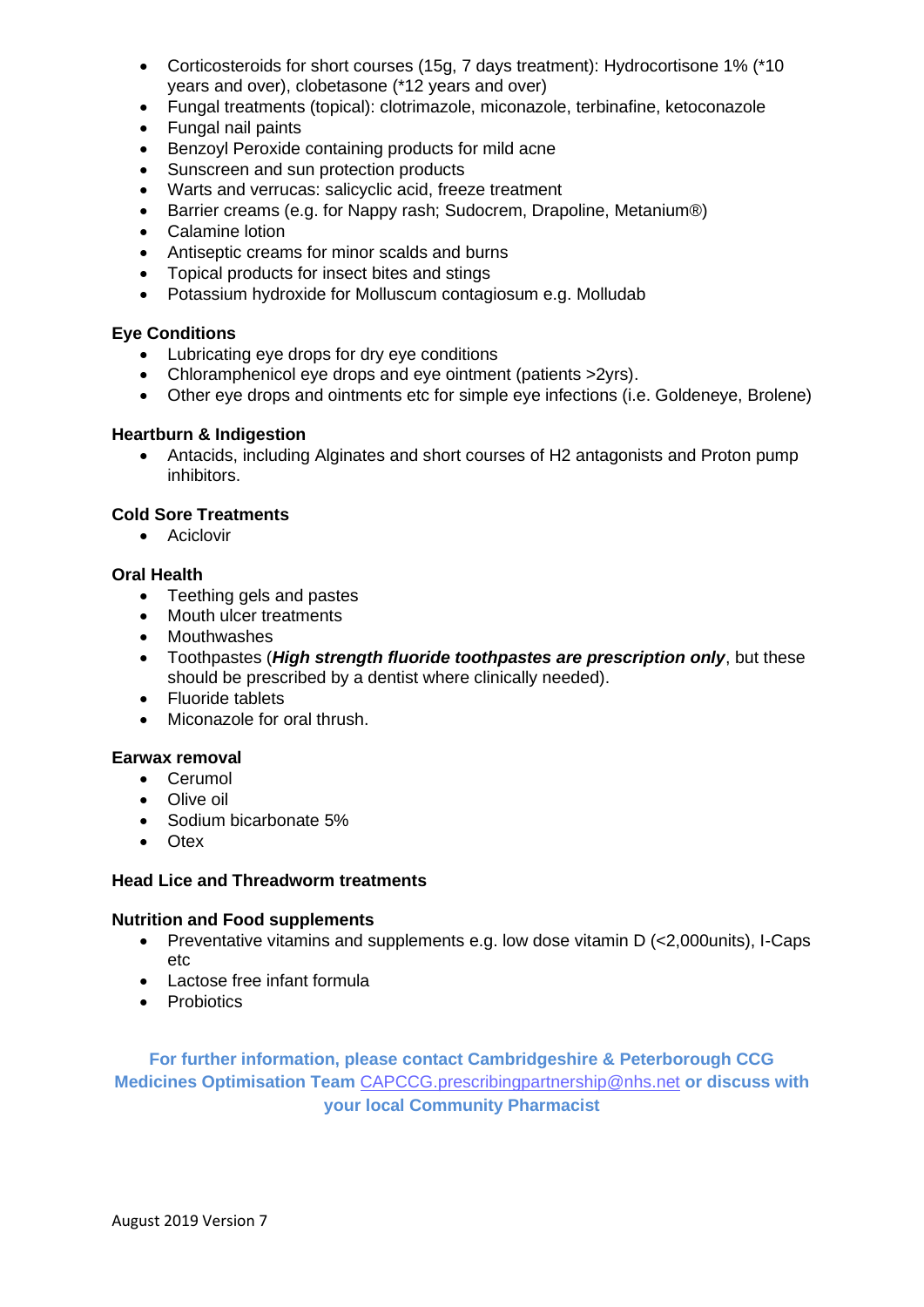- Corticosteroids for short courses (15g, 7 days treatment): Hydrocortisone 1% (*10 years and over), clobetasone (*12 years and over)
- Fungal treatments (topical): clotrimazole, miconazole, terbinafine, ketoconazole
- Fungal nail paints
- Benzoyl Peroxide containing products for mild acne
- Sunscreen and sun protection products
- Warts and verrucas: salicyclic acid, freeze treatment
- Barrier creams (e.g. for Nappy rash; Sudocrem, Drapoline, Metanium®)
- Calamine lotion
- Antiseptic creams for minor scalds and burns
- Topical products for insect bites and stings
- Potassium hydroxide for Molluscum contagiosum e.g. Molludab

**Eye Conditions**

- Lubricating eye drops for dry eye conditions
- Chloramphenicol eye drops and eye ointment (patients >2yrs).
- Other eye drops and ointments etc for simple eye infections (i.e. Goldeneye, Brolene)

**Heartburn & Indigestion**

- Antacids, including Alginates and short courses of H2 antagonists and Proton pump inhibitors.

**Cold Sore Treatments**

- Aciclovir

**Oral Health**

- Teething gels and pastes
- Mouth ulcer treatments
- Mouthwashes
- Toothpastes (***High strength fluoride toothpastes are prescription only***, but these should be prescribed by a dentist where clinically needed).
- Fluoride tablets
- Miconazole for oral thrush.

**Earwax removal**

- Cerumol
- Olive oil
- Sodium bicarbonate 5%
- Otex

**Head Lice and Threadworm treatments**

**Nutrition and Food supplements**

- Preventative vitamins and supplements e.g. low dose vitamin D (<2,000units), I-Caps etc
- Lactose free infant formula
- Probiotics

**For further information, please contact Cambridgeshire & Peterborough CCG Medicines Optimisation Team** CAPCCG.prescribingpartnership@nhs.net **or discuss with your local Community Pharmacist**

August 2019 Version 7